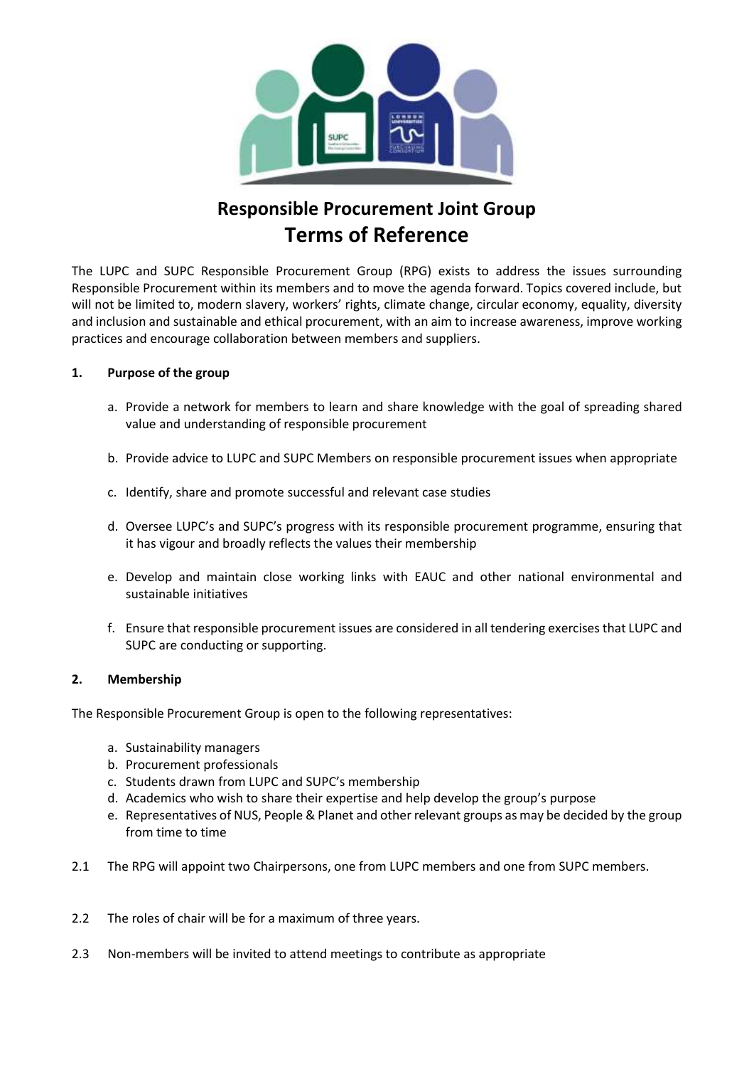# Responsible Procurement Joint Group

## Terms of Reference

The LUPC and SUPC Responsible Procurement Group (RPG) exists to address the issues surrounding Responsible Procurement within its members and to move the agenda forward. Topics covered include, but will not be limited to, modern slavery, workers' rights, climate change, circular economy, equality, diversity and inclusion and sustainable and ethical procurement, with an aim to increase awareness, improve working practices and encourage collaboration between members and suppliers.

### 1. Purpose of the group

a. Provide a network for members to learn and share knowledge with the goal of spreading shared value and understanding of responsible procurement

b. Provide advice to LUPC and SUPC Members on responsible procurement issues when appropriate

c. Identify, share and promote successful and relevant case studies

d. Oversee LUPC's and SUPC's progress with its responsible procurement programme, ensuring that it has vigour and broadly reflects the values their membership

e. Develop and maintain close working links with EAUC and other national environmental and sustainable initiatives

f. Ensure that responsible procurement issues are considered in all tendering exercises that LUPC and SUPC are conducting or supporting.

### 2. Membership

The Responsible Procurement Group is open to the following representatives:

a. Sustainability managers
b. Procurement professionals
c. Students drawn from LUPC and SUPC's membership
d. Academics who wish to share their expertise and help develop the group's purpose
e. Representatives of NUS, People & Planet and other relevant groups as may be decided by the group from time to time

2.1 The RPG will appoint two Chairpersons, one from LUPC members and one from SUPC members.

2.2 The roles of chair will be for a maximum of three years.

2.3 Non-members will be invited to attend meetings to contribute as appropriate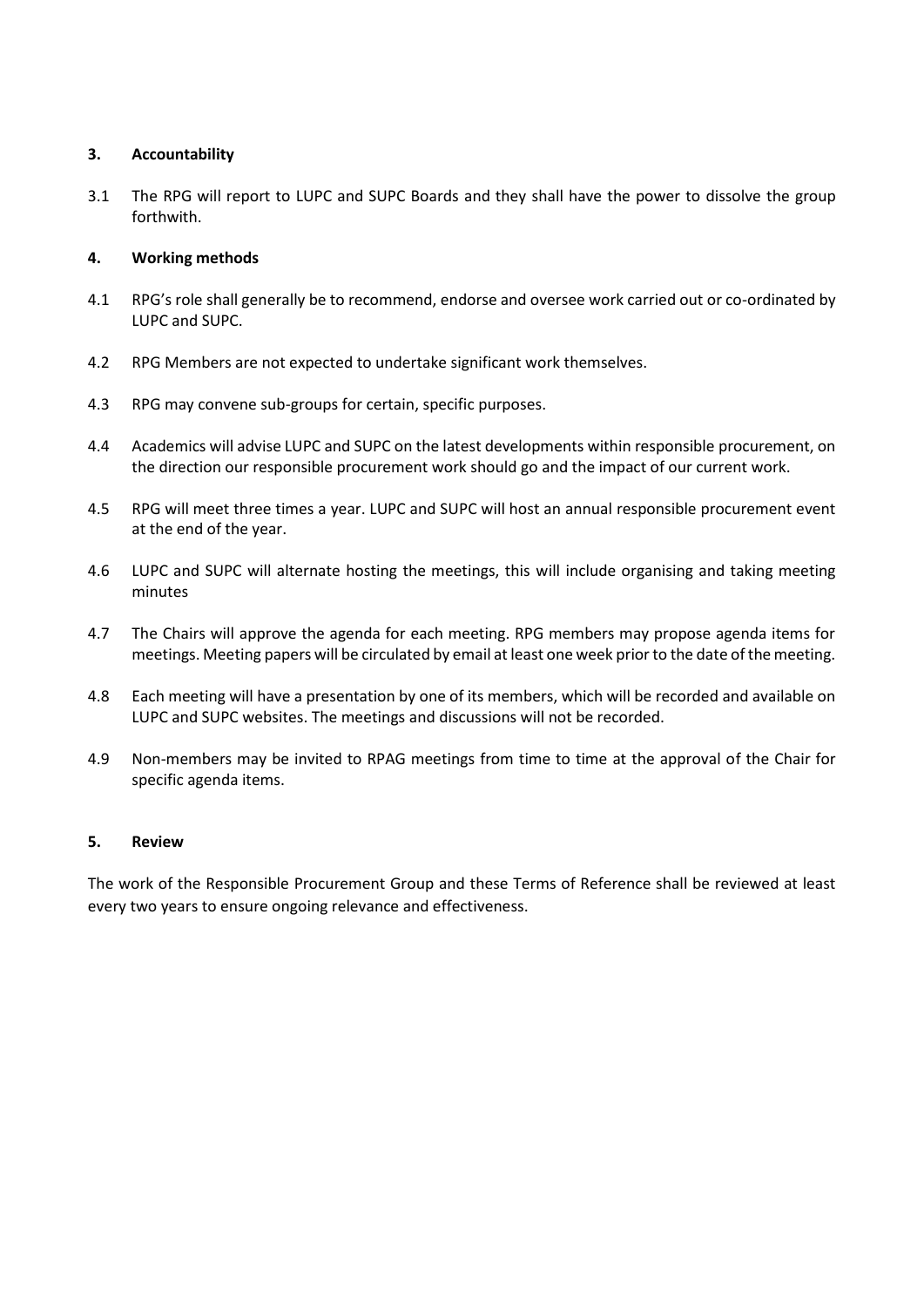## 3. Accountability

3.1 The RPG will report to LUPC and SUPC Boards and they shall have the power to dissolve the group forthwith.

## 4. Working methods

4.1 RPG's role shall generally be to recommend, endorse and oversee work carried out or co-ordinated by LUPC and SUPC.

4.2 RPG Members are not expected to undertake significant work themselves.

4.3 RPG may convene sub-groups for certain, specific purposes.

4.4 Academics will advise LUPC and SUPC on the latest developments within responsible procurement, on the direction our responsible procurement work should go and the impact of our current work.

4.5 RPG will meet three times a year. LUPC and SUPC will host an annual responsible procurement event at the end of the year.

4.6 LUPC and SUPC will alternate hosting the meetings, this will include organising and taking meeting minutes

4.7 The Chairs will approve the agenda for each meeting. RPG members may propose agenda items for meetings. Meeting papers will be circulated by email at least one week prior to the date of the meeting.

4.8 Each meeting will have a presentation by one of its members, which will be recorded and available on LUPC and SUPC websites. The meetings and discussions will not be recorded.

4.9 Non-members may be invited to RPAG meetings from time to time at the approval of the Chair for specific agenda items.

## 5. Review

The work of the Responsible Procurement Group and these Terms of Reference shall be reviewed at least every two years to ensure ongoing relevance and effectiveness.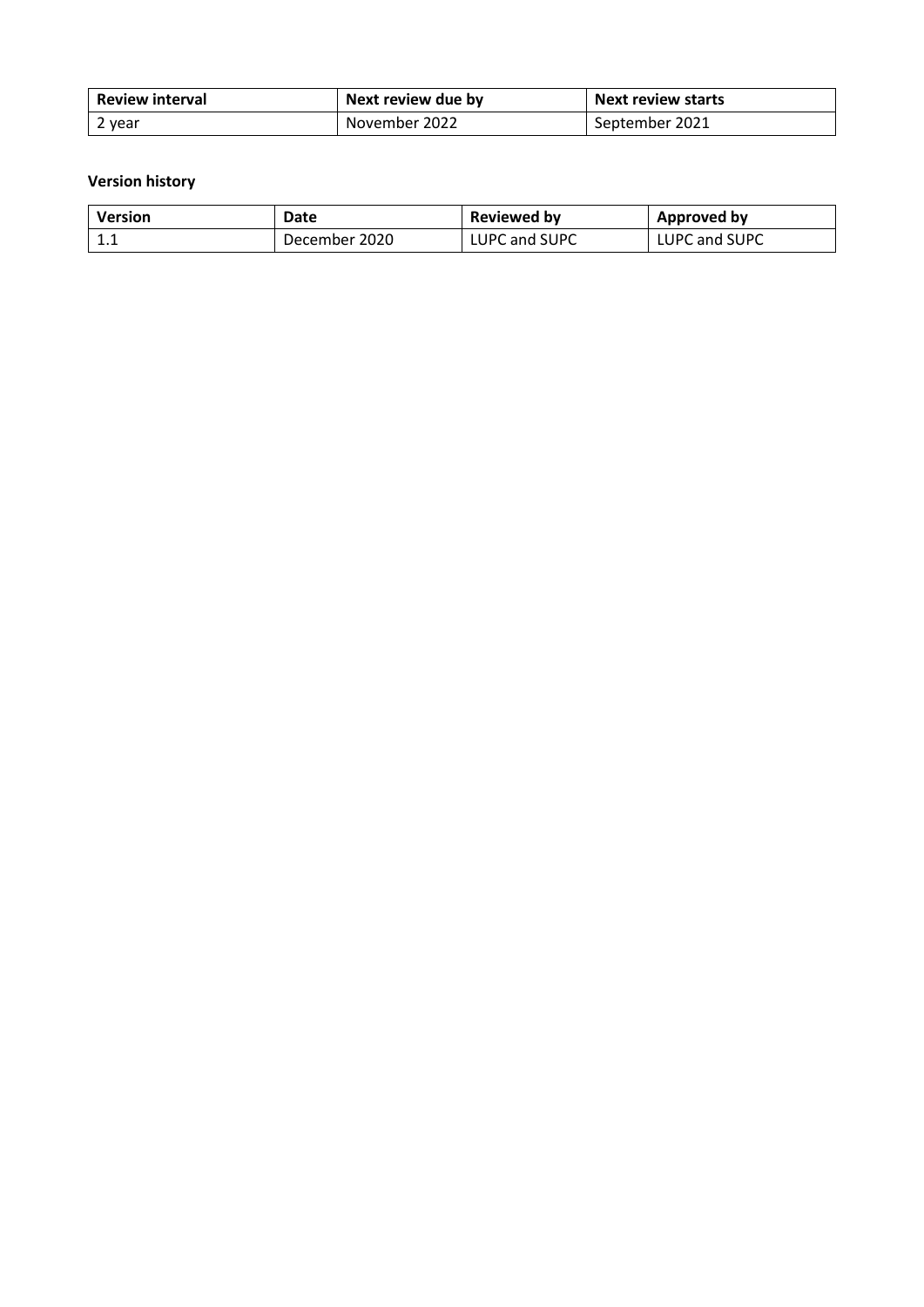| Review interval | Next review due by | Next review starts |
| --- | --- | --- |
| 2 year | November 2022 | September 2021 |

**Version history**

| Version | Date | Reviewed by | Approved by |
| --- | --- | --- | --- |
| 1.1 | December 2020 | LUPC and SUPC | LUPC and SUPC |